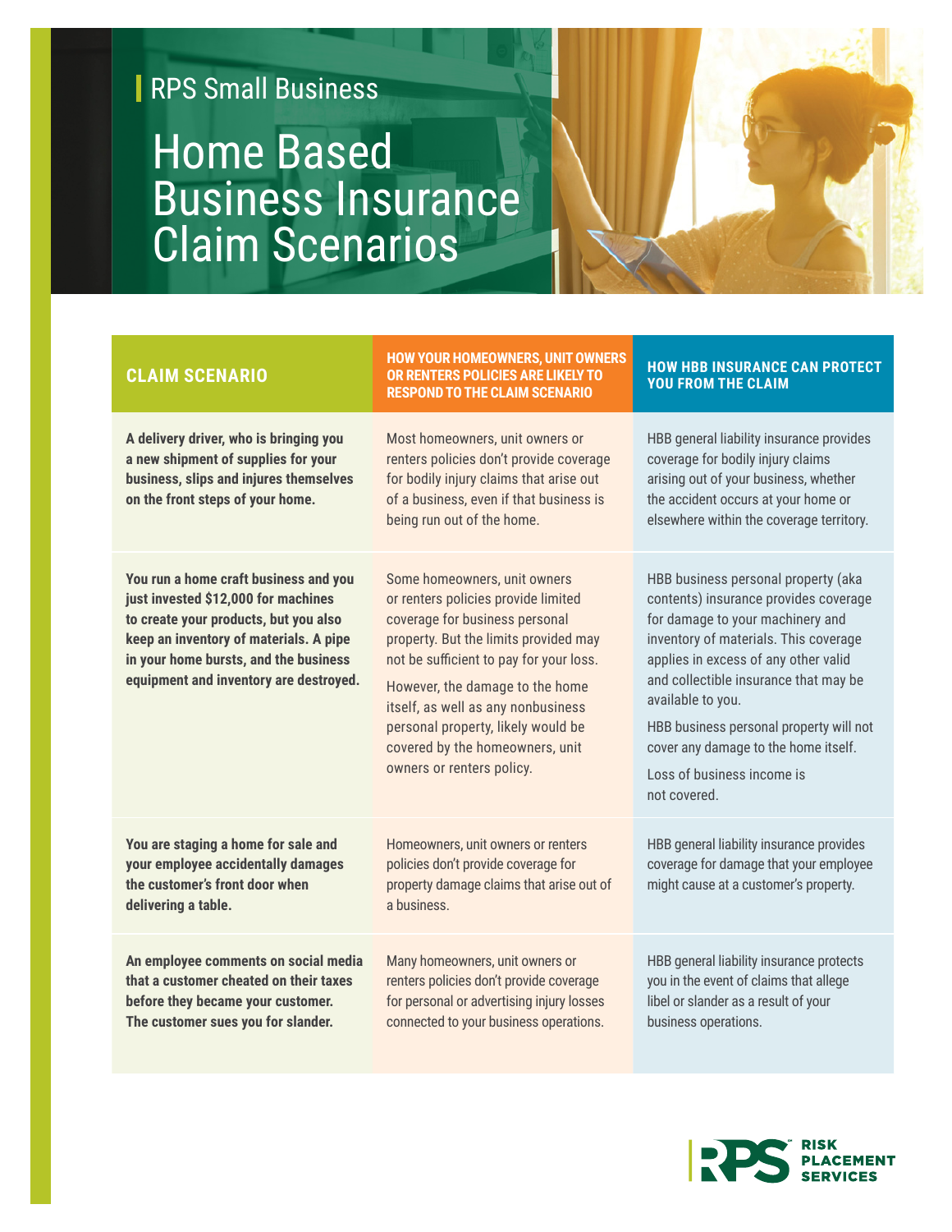RPS Small Business

# Home Based Business Insurance Claim Scenarios

| CLAIM SCENARIO | HOW YOUR HOMEOWNERS, UNIT OWNERS OR RENTERS POLICIES ARE LIKELY TO RESPOND TO THE CLAIM SCENARIO | HOW HBB INSURANCE CAN PROTECT YOU FROM THE CLAIM |
|---|---|---|
| **A delivery driver, who is bringing you a new shipment of supplies for your business, slips and injures themselves on the front steps of your home.** | Most homeowners, unit owners or renters policies don't provide coverage for bodily injury claims that arise out of a business, even if that business is being run out of the home. | HBB general liability insurance provides coverage for bodily injury claims arising out of your business, whether the accident occurs at your home or elsewhere within the coverage territory. |
| **You run a home craft business and you just invested $12,000 for machines to create your products, but you also keep an inventory of materials. A pipe in your home bursts, and the business equipment and inventory are destroyed.** | Some homeowners, unit owners or renters policies provide limited coverage for business personal property. But the limits provided may not be sufficient to pay for your loss. However, the damage to the home itself, as well as any nonbusiness personal property, likely would be covered by the homeowners, unit owners or renters policy. | HBB business personal property (aka contents) insurance provides coverage for damage to your machinery and inventory of materials. This coverage applies in excess of any other valid and collectible insurance that may be available to you. HBB business personal property will not cover any damage to the home itself. Loss of business income is not covered. |
| **You are staging a home for sale and your employee accidentally damages the customer's front door when delivering a table.** | Homeowners, unit owners or renters policies don't provide coverage for property damage claims that arise out of a business. | HBB general liability insurance provides coverage for damage that your employee might cause at a customer's property. |
| **An employee comments on social media that a customer cheated on their taxes before they became your customer. The customer sues you for slander.** | Many homeowners, unit owners or renters policies don't provide coverage for personal or advertising injury losses connected to your business operations. | HBB general liability insurance protects you in the event of claims that allege libel or slander as a result of your business operations. |

RPS™ RISK PLACEMENT SERVICES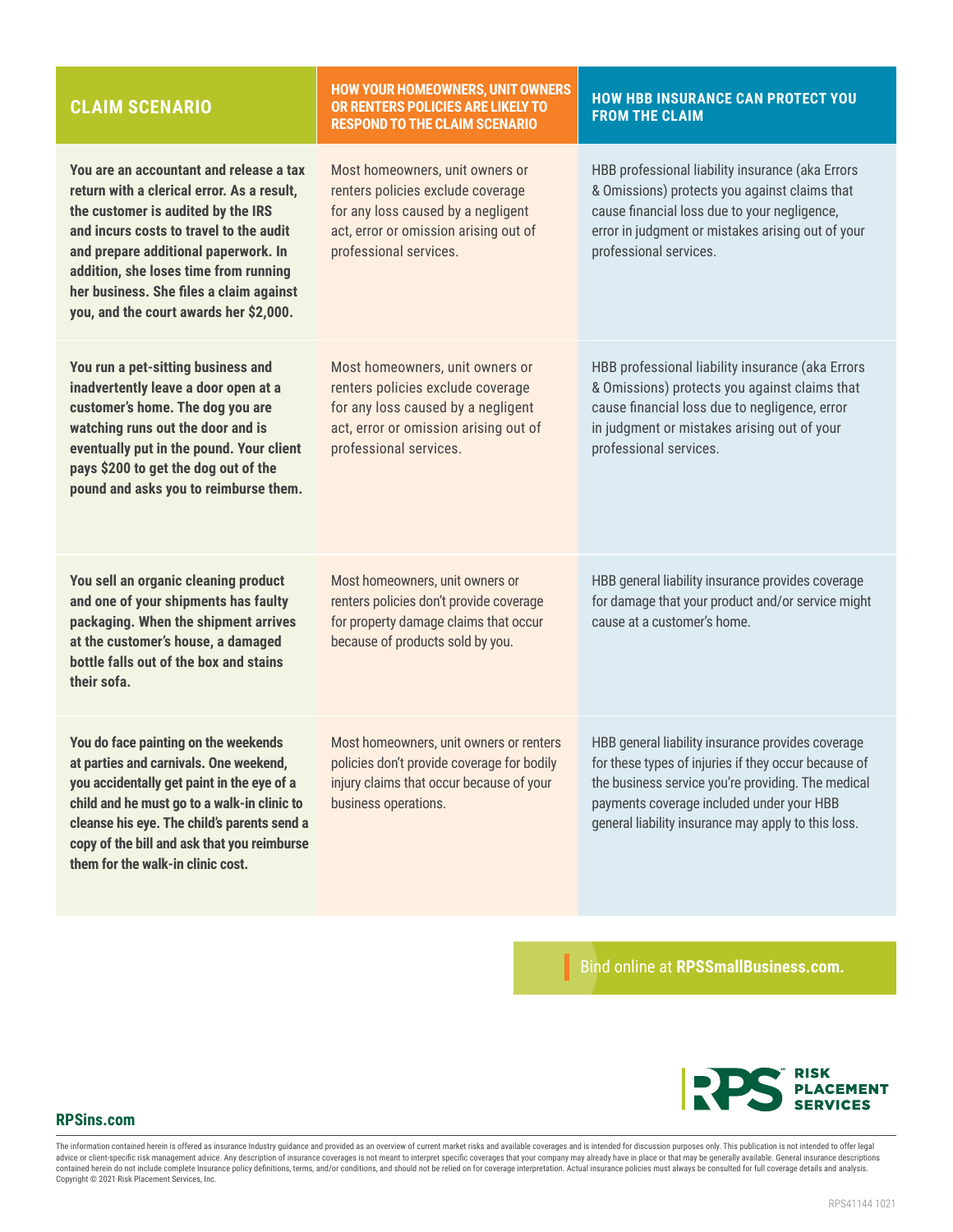| CLAIM SCENARIO | HOW YOUR HOMEOWNERS, UNIT OWNERS OR RENTERS POLICIES ARE LIKELY TO RESPOND TO THE CLAIM SCENARIO | HOW HBB INSURANCE CAN PROTECT YOU FROM THE CLAIM |
|---|---|---|
| **You are an accountant and release a tax return with a clerical error. As a result, the customer is audited by the IRS and incurs costs to travel to the audit and prepare additional paperwork. In addition, she loses time from running her business. She files a claim against you, and the court awards her $2,000.** | Most homeowners, unit owners or renters policies exclude coverage for any loss caused by a negligent act, error or omission arising out of professional services. | HBB professional liability insurance (aka Errors & Omissions) protects you against claims that cause financial loss due to your negligence, error in judgment or mistakes arising out of your professional services. |
| **You run a pet-sitting business and inadvertently leave a door open at a customer's home. The dog you are watching runs out the door and is eventually put in the pound. Your client pays $200 to get the dog out of the pound and asks you to reimburse them.** | Most homeowners, unit owners or renters policies exclude coverage for any loss caused by a negligent act, error or omission arising out of professional services. | HBB professional liability insurance (aka Errors & Omissions) protects you against claims that cause financial loss due to negligence, error in judgment or mistakes arising out of your professional services. |
| **You sell an organic cleaning product and one of your shipments has faulty packaging. When the shipment arrives at the customer's house, a damaged bottle falls out of the box and stains their sofa.** | Most homeowners, unit owners or renters policies don't provide coverage for property damage claims that occur because of products sold by you. | HBB general liability insurance provides coverage for damage that your product and/or service might cause at a customer's home. |
| **You do face painting on the weekends at parties and carnivals. One weekend, you accidentally get paint in the eye of a child and he must go to a walk-in clinic to cleanse his eye. The child's parents send a copy of the bill and ask that you reimburse them for the walk-in clinic cost.** | Most homeowners, unit owners or renters policies don't provide coverage for bodily injury claims that occur because of your business operations. | HBB general liability insurance provides coverage for these types of injuries if they occur because of the business service you're providing. The medical payments coverage included under your HBB general liability insurance may apply to this loss. |

Bind online at **RPSSmallBusiness.com.**

RISK PLACEMENT SERVICES

**RPSins.com**

The information contained herein is offered as insurance Industry guidance and provided as an overview of current market risks and available coverages and is intended for discussion purposes only. This publication is not intended to offer legal advice or client-specific risk management advice. Any description of insurance coverages is not meant to interpret specific coverages that your company may already have in place or that may be generally available. General insurance descriptions contained herein do not include complete Insurance policy definitions, terms, and/or conditions, and should not be relied on for coverage interpretation. Actual insurance policies must always be consulted for full coverage details and analysis. Copyright © 2021 Risk Placement Services, Inc.

RPS41144 1021